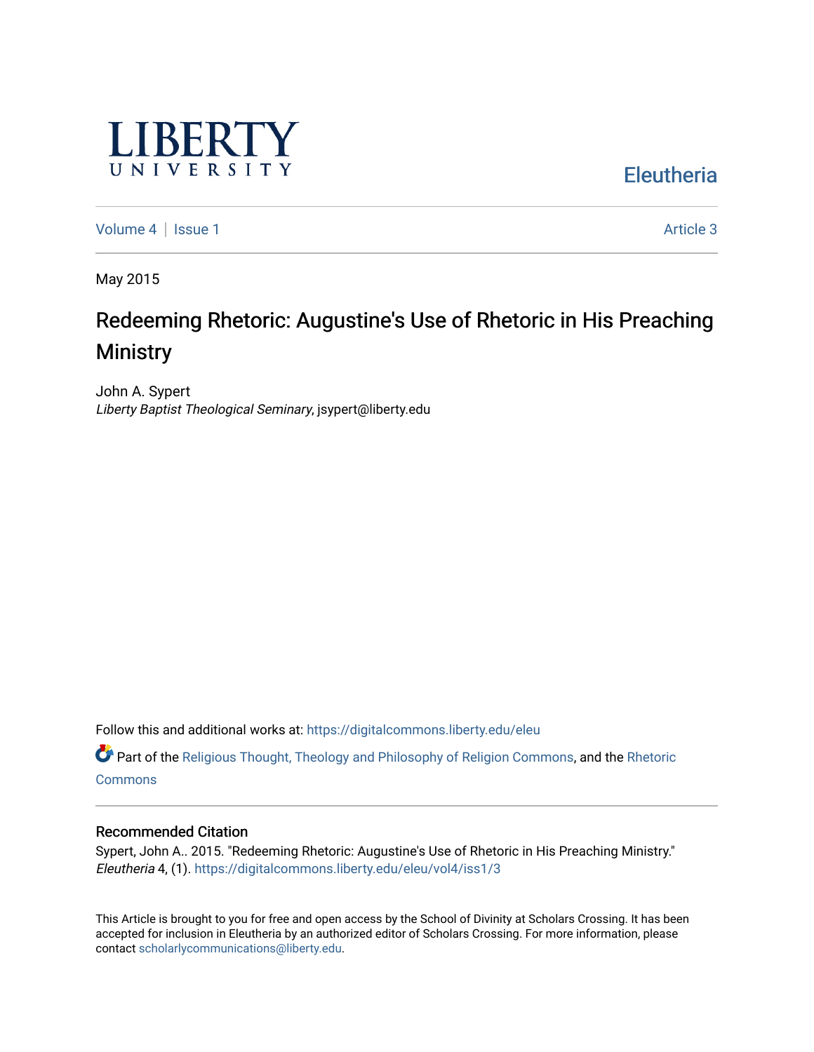LIBERTY UNIVERSITY

Eleutheria

Volume 4 | Issue 1 Article 3

May 2015

# Redeeming Rhetoric: Augustine's Use of Rhetoric in His Preaching Ministry

John A. Sypert
*Liberty Baptist Theological Seminary*, jsypert@liberty.edu

Follow this and additional works at: https://digitalcommons.liberty.edu/eleu

Part of the Religious Thought, Theology and Philosophy of Religion Commons, and the Rhetoric Commons

## Recommended Citation

Sypert, John A.. 2015. "Redeeming Rhetoric: Augustine's Use of Rhetoric in His Preaching Ministry." *Eleutheria* 4, (1). https://digitalcommons.liberty.edu/eleu/vol4/iss1/3

This Article is brought to you for free and open access by the School of Divinity at Scholars Crossing. It has been accepted for inclusion in Eleutheria by an authorized editor of Scholars Crossing. For more information, please contact scholarlycommunications@liberty.edu.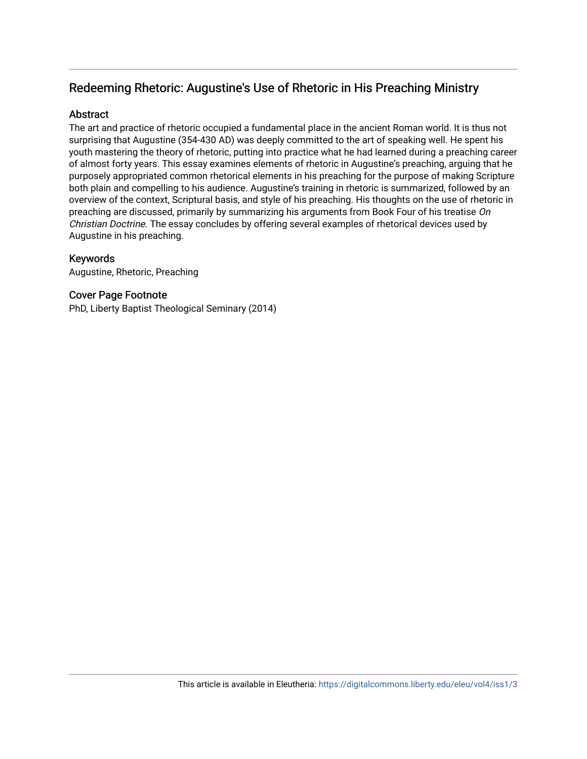## Redeeming Rhetoric: Augustine's Use of Rhetoric in His Preaching Ministry

### Abstract

The art and practice of rhetoric occupied a fundamental place in the ancient Roman world. It is thus not surprising that Augustine (354-430 AD) was deeply committed to the art of speaking well. He spent his youth mastering the theory of rhetoric, putting into practice what he had learned during a preaching career of almost forty years. This essay examines elements of rhetoric in Augustine's preaching, arguing that he purposely appropriated common rhetorical elements in his preaching for the purpose of making Scripture both plain and compelling to his audience. Augustine's training in rhetoric is summarized, followed by an overview of the context, Scriptural basis, and style of his preaching. His thoughts on the use of rhetoric in preaching are discussed, primarily by summarizing his arguments from Book Four of his treatise *On Christian Doctrine*. The essay concludes by offering several examples of rhetorical devices used by Augustine in his preaching.

### Keywords

Augustine, Rhetoric, Preaching

### Cover Page Footnote

PhD, Liberty Baptist Theological Seminary (2014)

This article is available in Eleutheria: https://digitalcommons.liberty.edu/eleu/vol4/iss1/3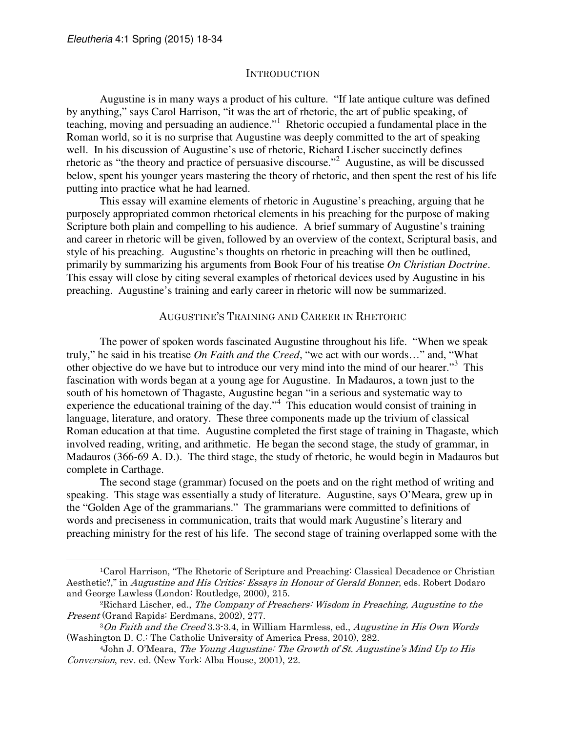## Introduction

Augustine is in many ways a product of his culture. "If late antique culture was defined by anything," says Carol Harrison, "it was the art of rhetoric, the art of public speaking, of teaching, moving and persuading an audience."[1] Rhetoric occupied a fundamental place in the Roman world, so it is no surprise that Augustine was deeply committed to the art of speaking well. In his discussion of Augustine's use of rhetoric, Richard Lischer succinctly defines rhetoric as "the theory and practice of persuasive discourse."[2] Augustine, as will be discussed below, spent his younger years mastering the theory of rhetoric, and then spent the rest of his life putting into practice what he had learned.

This essay will examine elements of rhetoric in Augustine's preaching, arguing that he purposely appropriated common rhetorical elements in his preaching for the purpose of making Scripture both plain and compelling to his audience. A brief summary of Augustine's training and career in rhetoric will be given, followed by an overview of the context, Scriptural basis, and style of his preaching. Augustine's thoughts on rhetoric in preaching will then be outlined, primarily by summarizing his arguments from Book Four of his treatise *On Christian Doctrine*. This essay will close by citing several examples of rhetorical devices used by Augustine in his preaching. Augustine's training and early career in rhetoric will now be summarized.

## Augustine's Training and Career in Rhetoric

The power of spoken words fascinated Augustine throughout his life. "When we speak truly," he said in his treatise *On Faith and the Creed*, "we act with our words…" and, "What other objective do we have but to introduce our very mind into the mind of our hearer."[3] This fascination with words began at a young age for Augustine. In Madauros, a town just to the south of his hometown of Thagaste, Augustine began "in a serious and systematic way to experience the educational training of the day."[4] This education would consist of training in language, literature, and oratory. These three components made up the trivium of classical Roman education at that time. Augustine completed the first stage of training in Thagaste, which involved reading, writing, and arithmetic. He began the second stage, the study of grammar, in Madauros (366-69 A. D.). The third stage, the study of rhetoric, he would begin in Madauros but complete in Carthage.

The second stage (grammar) focused on the poets and on the right method of writing and speaking. This stage was essentially a study of literature. Augustine, says O'Meara, grew up in the "Golden Age of the grammarians." The grammarians were committed to definitions of words and preciseness in communication, traits that would mark Augustine's literary and preaching ministry for the rest of his life. The second stage of training overlapped some with the

---

[1] Carol Harrison, "The Rhetoric of Scripture and Preaching: Classical Decadence or Christian Aesthetic?," in *Augustine and His Critics: Essays in Honour of Gerald Bonner*, eds. Robert Dodaro and George Lawless (London: Routledge, 2000), 215.

[2] Richard Lischer, ed., *The Company of Preachers: Wisdom in Preaching, Augustine to the Present* (Grand Rapids: Eerdmans, 2002), 277.

[3] *On Faith and the Creed* 3.3-3.4, in William Harmless, ed., *Augustine in His Own Words* (Washington D. C.: The Catholic University of America Press, 2010), 282.

[4] John J. O'Meara, *The Young Augustine: The Growth of St. Augustine's Mind Up to His Conversion*, rev. ed. (New York: Alba House, 2001), 22.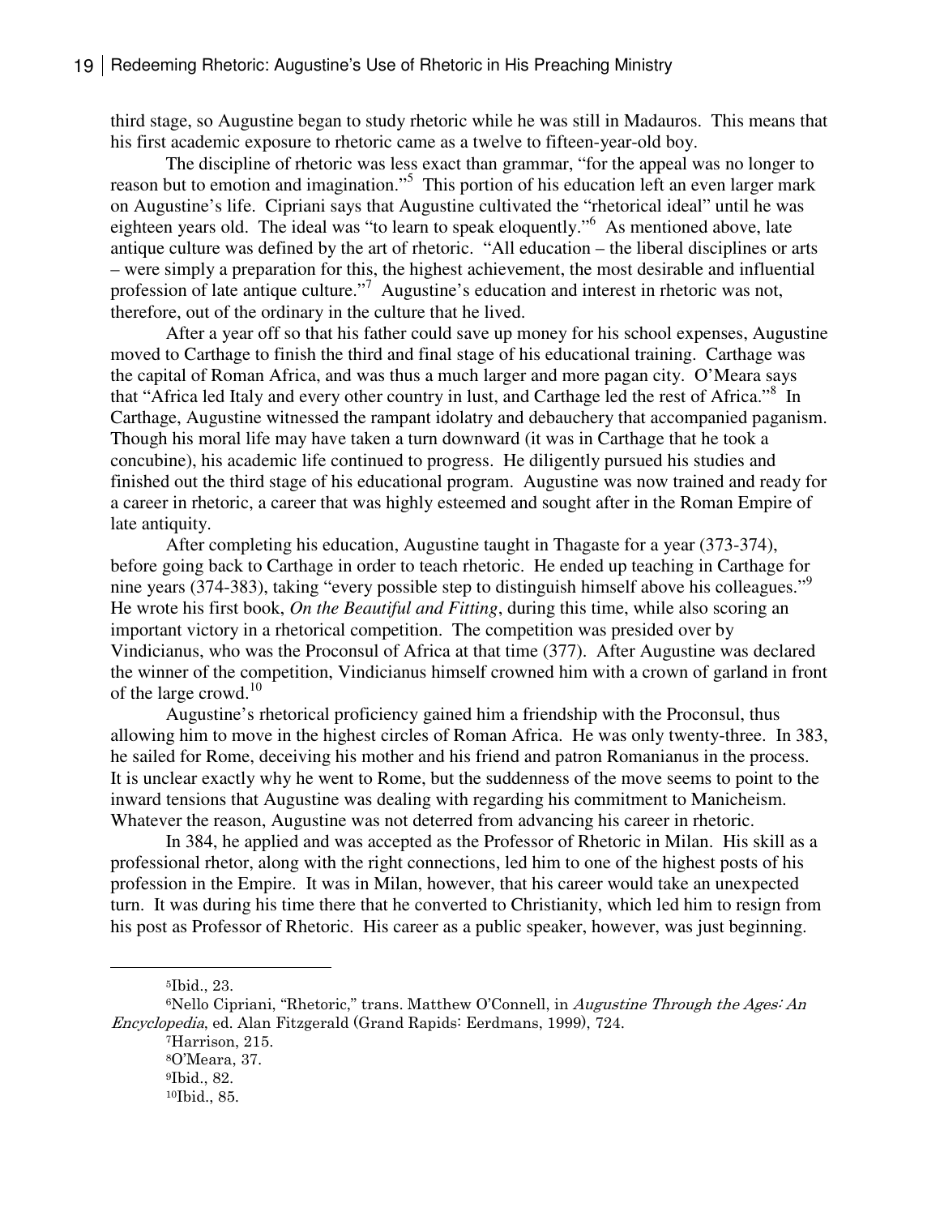third stage, so Augustine began to study rhetoric while he was still in Madauros. This means that his first academic exposure to rhetoric came as a twelve to fifteen-year-old boy.

The discipline of rhetoric was less exact than grammar, "for the appeal was no longer to reason but to emotion and imagination."[5] This portion of his education left an even larger mark on Augustine's life. Cipriani says that Augustine cultivated the "rhetorical ideal" until he was eighteen years old. The ideal was "to learn to speak eloquently."[6] As mentioned above, late antique culture was defined by the art of rhetoric. "All education – the liberal disciplines or arts – were simply a preparation for this, the highest achievement, the most desirable and influential profession of late antique culture."[7] Augustine's education and interest in rhetoric was not, therefore, out of the ordinary in the culture that he lived.

After a year off so that his father could save up money for his school expenses, Augustine moved to Carthage to finish the third and final stage of his educational training. Carthage was the capital of Roman Africa, and was thus a much larger and more pagan city. O'Meara says that "Africa led Italy and every other country in lust, and Carthage led the rest of Africa."[8] In Carthage, Augustine witnessed the rampant idolatry and debauchery that accompanied paganism. Though his moral life may have taken a turn downward (it was in Carthage that he took a concubine), his academic life continued to progress. He diligently pursued his studies and finished out the third stage of his educational program. Augustine was now trained and ready for a career in rhetoric, a career that was highly esteemed and sought after in the Roman Empire of late antiquity.

After completing his education, Augustine taught in Thagaste for a year (373-374), before going back to Carthage in order to teach rhetoric. He ended up teaching in Carthage for nine years (374-383), taking "every possible step to distinguish himself above his colleagues."[9] He wrote his first book, *On the Beautiful and Fitting*, during this time, while also scoring an important victory in a rhetorical competition. The competition was presided over by Vindicianus, who was the Proconsul of Africa at that time (377). After Augustine was declared the winner of the competition, Vindicianus himself crowned him with a crown of garland in front of the large crowd.[10]

Augustine's rhetorical proficiency gained him a friendship with the Proconsul, thus allowing him to move in the highest circles of Roman Africa. He was only twenty-three. In 383, he sailed for Rome, deceiving his mother and his friend and patron Romanianus in the process. It is unclear exactly why he went to Rome, but the suddenness of the move seems to point to the inward tensions that Augustine was dealing with regarding his commitment to Manicheism. Whatever the reason, Augustine was not deterred from advancing his career in rhetoric.

In 384, he applied and was accepted as the Professor of Rhetoric in Milan. His skill as a professional rhetor, along with the right connections, led him to one of the highest posts of his profession in the Empire. It was in Milan, however, that his career would take an unexpected turn. It was during his time there that he converted to Christianity, which led him to resign from his post as Professor of Rhetoric. His career as a public speaker, however, was just beginning.

---

[5] Ibid., 23.

[6] Nello Cipriani, "Rhetoric," trans. Matthew O'Connell, in *Augustine Through the Ages: An Encyclopedia*, ed. Alan Fitzgerald (Grand Rapids: Eerdmans, 1999), 724.

[7] Harrison, 215.

[8] O'Meara, 37.

[9] Ibid., 82.

[10] Ibid., 85.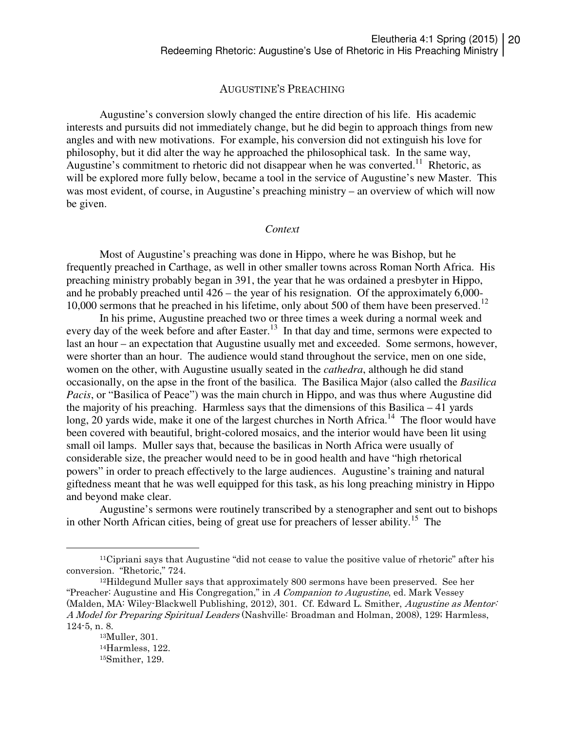## AUGUSTINE'S PREACHING

Augustine's conversion slowly changed the entire direction of his life. His academic interests and pursuits did not immediately change, but he did begin to approach things from new angles and with new motivations. For example, his conversion did not extinguish his love for philosophy, but it did alter the way he approached the philosophical task. In the same way, Augustine's commitment to rhetoric did not disappear when he was converted.[11] Rhetoric, as will be explored more fully below, became a tool in the service of Augustine's new Master. This was most evident, of course, in Augustine's preaching ministry – an overview of which will now be given.

### *Context*

Most of Augustine's preaching was done in Hippo, where he was Bishop, but he frequently preached in Carthage, as well in other smaller towns across Roman North Africa. His preaching ministry probably began in 391, the year that he was ordained a presbyter in Hippo, and he probably preached until 426 – the year of his resignation. Of the approximately 6,000-10,000 sermons that he preached in his lifetime, only about 500 of them have been preserved.[12]

In his prime, Augustine preached two or three times a week during a normal week and every day of the week before and after Easter.[13] In that day and time, sermons were expected to last an hour – an expectation that Augustine usually met and exceeded. Some sermons, however, were shorter than an hour. The audience would stand throughout the service, men on one side, women on the other, with Augustine usually seated in the *cathedra*, although he did stand occasionally, on the apse in the front of the basilica. The Basilica Major (also called the *Basilica Pacis*, or "Basilica of Peace") was the main church in Hippo, and was thus where Augustine did the majority of his preaching. Harmless says that the dimensions of this Basilica – 41 yards long, 20 yards wide, make it one of the largest churches in North Africa.[14] The floor would have been covered with beautiful, bright-colored mosaics, and the interior would have been lit using small oil lamps. Muller says that, because the basilicas in North Africa were usually of considerable size, the preacher would need to be in good health and have "high rhetorical powers" in order to preach effectively to the large audiences. Augustine's training and natural giftedness meant that he was well equipped for this task, as his long preaching ministry in Hippo and beyond make clear.

Augustine's sermons were routinely transcribed by a stenographer and sent out to bishops in other North African cities, being of great use for preachers of lesser ability.[15] The

---

[11] Cipriani says that Augustine "did not cease to value the positive value of rhetoric" after his conversion. "Rhetoric," 724.

[12] Hildegund Muller says that approximately 800 sermons have been preserved. See her "Preacher: Augustine and His Congregation," in *A Companion to Augustine*, ed. Mark Vessey (Malden, MA: Wiley-Blackwell Publishing, 2012), 301. Cf. Edward L. Smither, *Augustine as Mentor: A Model for Preparing Spiritual Leaders* (Nashville: Broadman and Holman, 2008), 129; Harmless, 124-5, n. 8.

[13] Muller, 301.

[14] Harmless, 122.

[15] Smither, 129.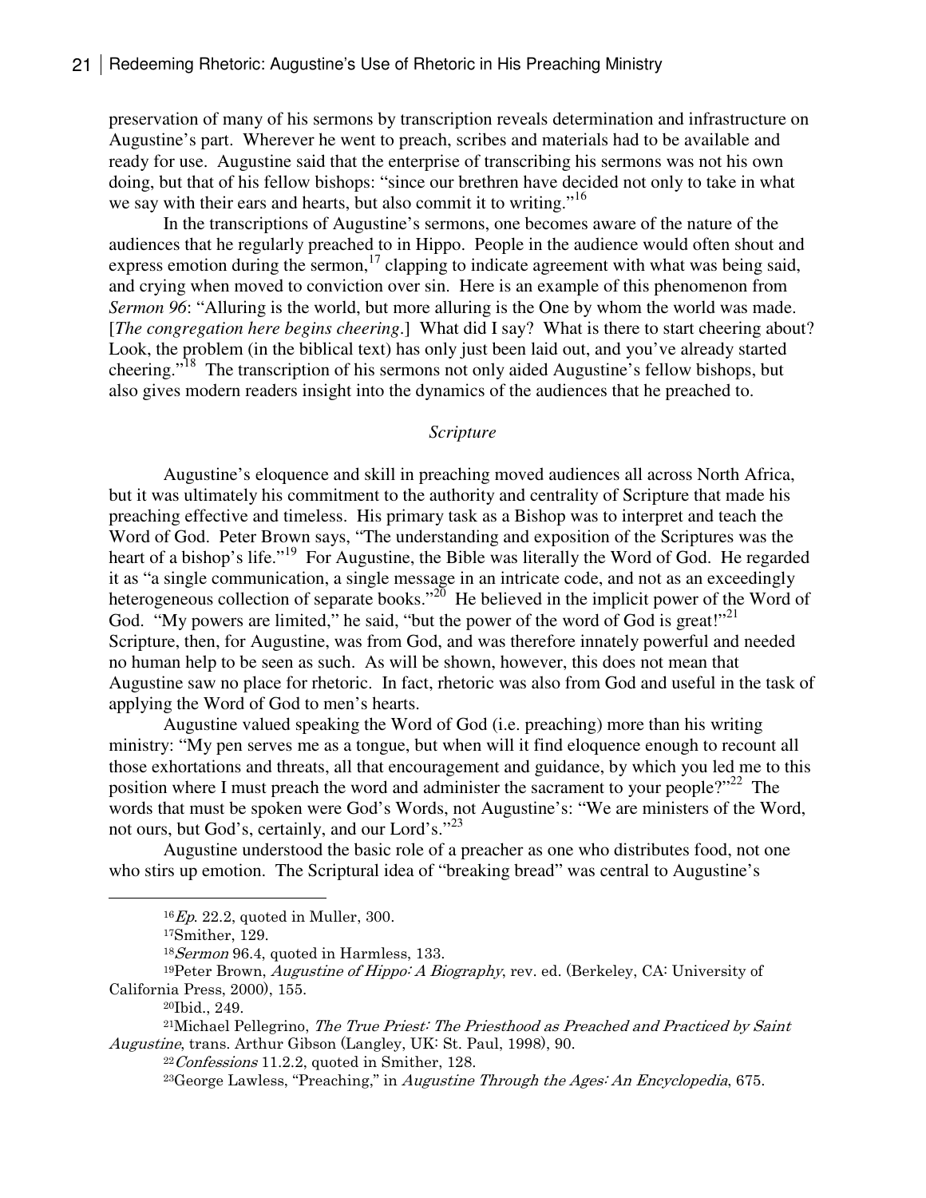preservation of many of his sermons by transcription reveals determination and infrastructure on Augustine's part. Wherever he went to preach, scribes and materials had to be available and ready for use. Augustine said that the enterprise of transcribing his sermons was not his own doing, but that of his fellow bishops: "since our brethren have decided not only to take in what we say with their ears and hearts, but also commit it to writing."[16]

In the transcriptions of Augustine's sermons, one becomes aware of the nature of the audiences that he regularly preached to in Hippo. People in the audience would often shout and express emotion during the sermon,[17] clapping to indicate agreement with what was being said, and crying when moved to conviction over sin. Here is an example of this phenomenon from *Sermon 96*: "Alluring is the world, but more alluring is the One by whom the world was made. [*The congregation here begins cheering*.] What did I say? What is there to start cheering about? Look, the problem (in the biblical text) has only just been laid out, and you've already started cheering."[18] The transcription of his sermons not only aided Augustine's fellow bishops, but also gives modern readers insight into the dynamics of the audiences that he preached to.

### *Scripture*

Augustine's eloquence and skill in preaching moved audiences all across North Africa, but it was ultimately his commitment to the authority and centrality of Scripture that made his preaching effective and timeless. His primary task as a Bishop was to interpret and teach the Word of God. Peter Brown says, "The understanding and exposition of the Scriptures was the heart of a bishop's life."[19] For Augustine, the Bible was literally the Word of God. He regarded it as "a single communication, a single message in an intricate code, and not as an exceedingly heterogeneous collection of separate books."[20] He believed in the implicit power of the Word of God. "My powers are limited," he said, "but the power of the word of God is great!"[21] Scripture, then, for Augustine, was from God, and was therefore innately powerful and needed no human help to be seen as such. As will be shown, however, this does not mean that Augustine saw no place for rhetoric. In fact, rhetoric was also from God and useful in the task of applying the Word of God to men's hearts.

Augustine valued speaking the Word of God (i.e. preaching) more than his writing ministry: "My pen serves me as a tongue, but when will it find eloquence enough to recount all those exhortations and threats, all that encouragement and guidance, by which you led me to this position where I must preach the word and administer the sacrament to your people?"[22] The words that must be spoken were God's Words, not Augustine's: "We are ministers of the Word, not ours, but God's, certainly, and our Lord's."[23]

Augustine understood the basic role of a preacher as one who distributes food, not one who stirs up emotion. The Scriptural idea of "breaking bread" was central to Augustine's

---

[16] *Ep.* 22.2, quoted in Muller, 300.

[17] Smither, 129.

[18] *Sermon* 96.4, quoted in Harmless, 133.

[19] Peter Brown, *Augustine of Hippo: A Biography*, rev. ed. (Berkeley, CA: University of California Press, 2000), 155.

[20] Ibid., 249.

[21] Michael Pellegrino, *The True Priest: The Priesthood as Preached and Practiced by Saint Augustine*, trans. Arthur Gibson (Langley, UK: St. Paul, 1998), 90.

[22] *Confessions* 11.2.2, quoted in Smither, 128.

[23] George Lawless, "Preaching," in *Augustine Through the Ages: An Encyclopedia*, 675.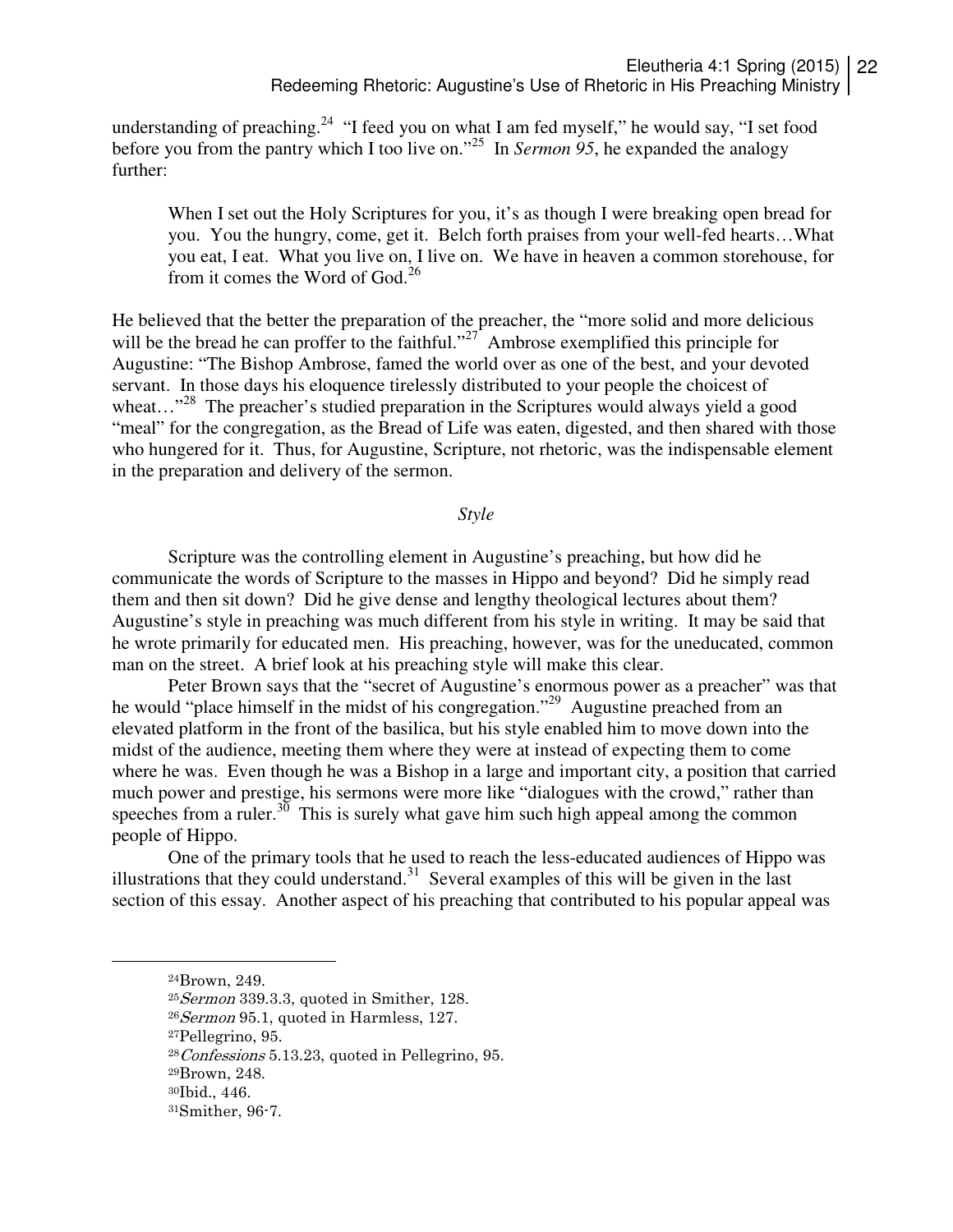understanding of preaching.[24] "I feed you on what I am fed myself," he would say, "I set food before you from the pantry which I too live on."[25] In *Sermon 95*, he expanded the analogy further:

> When I set out the Holy Scriptures for you, it's as though I were breaking open bread for you. You the hungry, come, get it. Belch forth praises from your well-fed hearts…What you eat, I eat. What you live on, I live on. We have in heaven a common storehouse, for from it comes the Word of God.[26]

He believed that the better the preparation of the preacher, the "more solid and more delicious will be the bread he can proffer to the faithful."[27] Ambrose exemplified this principle for Augustine: "The Bishop Ambrose, famed the world over as one of the best, and your devoted servant. In those days his eloquence tirelessly distributed to your people the choicest of wheat…"[28] The preacher's studied preparation in the Scriptures would always yield a good "meal" for the congregation, as the Bread of Life was eaten, digested, and then shared with those who hungered for it. Thus, for Augustine, Scripture, not rhetoric, was the indispensable element in the preparation and delivery of the sermon.

### *Style*

Scripture was the controlling element in Augustine's preaching, but how did he communicate the words of Scripture to the masses in Hippo and beyond? Did he simply read them and then sit down? Did he give dense and lengthy theological lectures about them? Augustine's style in preaching was much different from his style in writing. It may be said that he wrote primarily for educated men. His preaching, however, was for the uneducated, common man on the street. A brief look at his preaching style will make this clear.

Peter Brown says that the "secret of Augustine's enormous power as a preacher" was that he would "place himself in the midst of his congregation."[29] Augustine preached from an elevated platform in the front of the basilica, but his style enabled him to move down into the midst of the audience, meeting them where they were at instead of expecting them to come where he was. Even though he was a Bishop in a large and important city, a position that carried much power and prestige, his sermons were more like "dialogues with the crowd," rather than speeches from a ruler.[30] This is surely what gave him such high appeal among the common people of Hippo.

One of the primary tools that he used to reach the less-educated audiences of Hippo was illustrations that they could understand.[31] Several examples of this will be given in the last section of this essay. Another aspect of his preaching that contributed to his popular appeal was

---

[24]Brown, 249.
[25]*Sermon* 339.3.3, quoted in Smither, 128.
[26]*Sermon* 95.1, quoted in Harmless, 127.
[27]Pellegrino, 95.
[28]*Confessions* 5.13.23, quoted in Pellegrino, 95.
[29]Brown, 248.
[30]Ibid., 446.
[31]Smither, 96-7.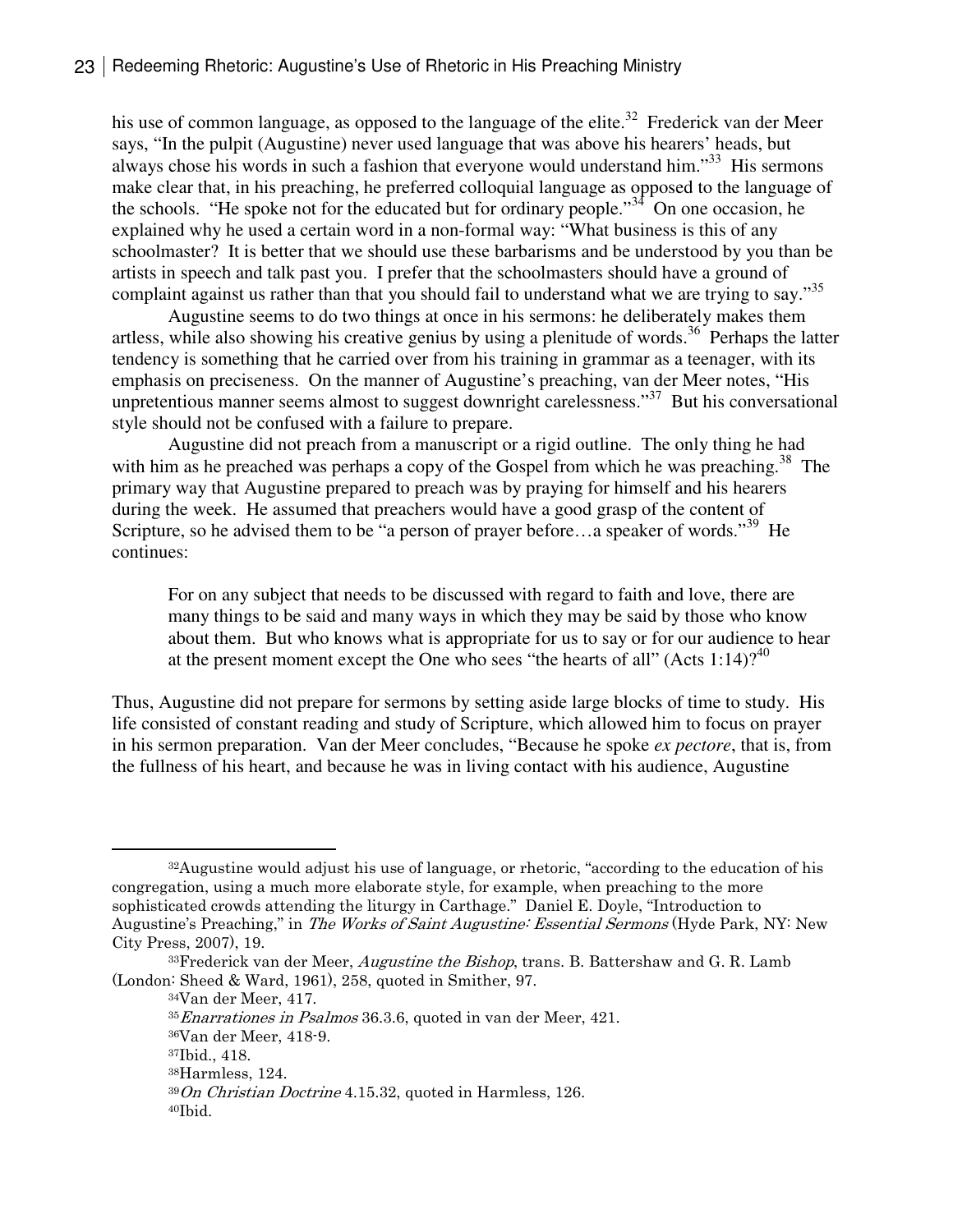his use of common language, as opposed to the language of the elite.[32] Frederick van der Meer says, "In the pulpit (Augustine) never used language that was above his hearers' heads, but always chose his words in such a fashion that everyone would understand him."[33] His sermons make clear that, in his preaching, he preferred colloquial language as opposed to the language of the schools. "He spoke not for the educated but for ordinary people."[34] On one occasion, he explained why he used a certain word in a non-formal way: "What business is this of any schoolmaster? It is better that we should use these barbarisms and be understood by you than be artists in speech and talk past you. I prefer that the schoolmasters should have a ground of complaint against us rather than that you should fail to understand what we are trying to say."[35]

Augustine seems to do two things at once in his sermons: he deliberately makes them artless, while also showing his creative genius by using a plenitude of words.[36] Perhaps the latter tendency is something that he carried over from his training in grammar as a teenager, with its emphasis on preciseness. On the manner of Augustine's preaching, van der Meer notes, "His unpretentious manner seems almost to suggest downright carelessness."[37] But his conversational style should not be confused with a failure to prepare.

Augustine did not preach from a manuscript or a rigid outline. The only thing he had with him as he preached was perhaps a copy of the Gospel from which he was preaching.[38] The primary way that Augustine prepared to preach was by praying for himself and his hearers during the week. He assumed that preachers would have a good grasp of the content of Scripture, so he advised them to be "a person of prayer before…a speaker of words."[39] He continues:

> For on any subject that needs to be discussed with regard to faith and love, there are many things to be said and many ways in which they may be said by those who know about them. But who knows what is appropriate for us to say or for our audience to hear at the present moment except the One who sees "the hearts of all" (Acts 1:14)?[40]

Thus, Augustine did not prepare for sermons by setting aside large blocks of time to study. His life consisted of constant reading and study of Scripture, which allowed him to focus on prayer in his sermon preparation. Van der Meer concludes, "Because he spoke *ex pectore*, that is, from the fullness of his heart, and because he was in living contact with his audience, Augustine

---

[32] Augustine would adjust his use of language, or rhetoric, "according to the education of his congregation, using a much more elaborate style, for example, when preaching to the more sophisticated crowds attending the liturgy in Carthage." Daniel E. Doyle, "Introduction to Augustine's Preaching," in *The Works of Saint Augustine: Essential Sermons* (Hyde Park, NY: New City Press, 2007), 19.

[33] Frederick van der Meer, *Augustine the Bishop*, trans. B. Battershaw and G. R. Lamb (London: Sheed & Ward, 1961), 258, quoted in Smither, 97.

[34] Van der Meer, 417.

[35] *Enarrationes in Psalmos* 36.3.6, quoted in van der Meer, 421.

[36] Van der Meer, 418-9.

[37] Ibid., 418.

[38] Harmless, 124.

[39] *On Christian Doctrine* 4.15.32, quoted in Harmless, 126.

[40] Ibid.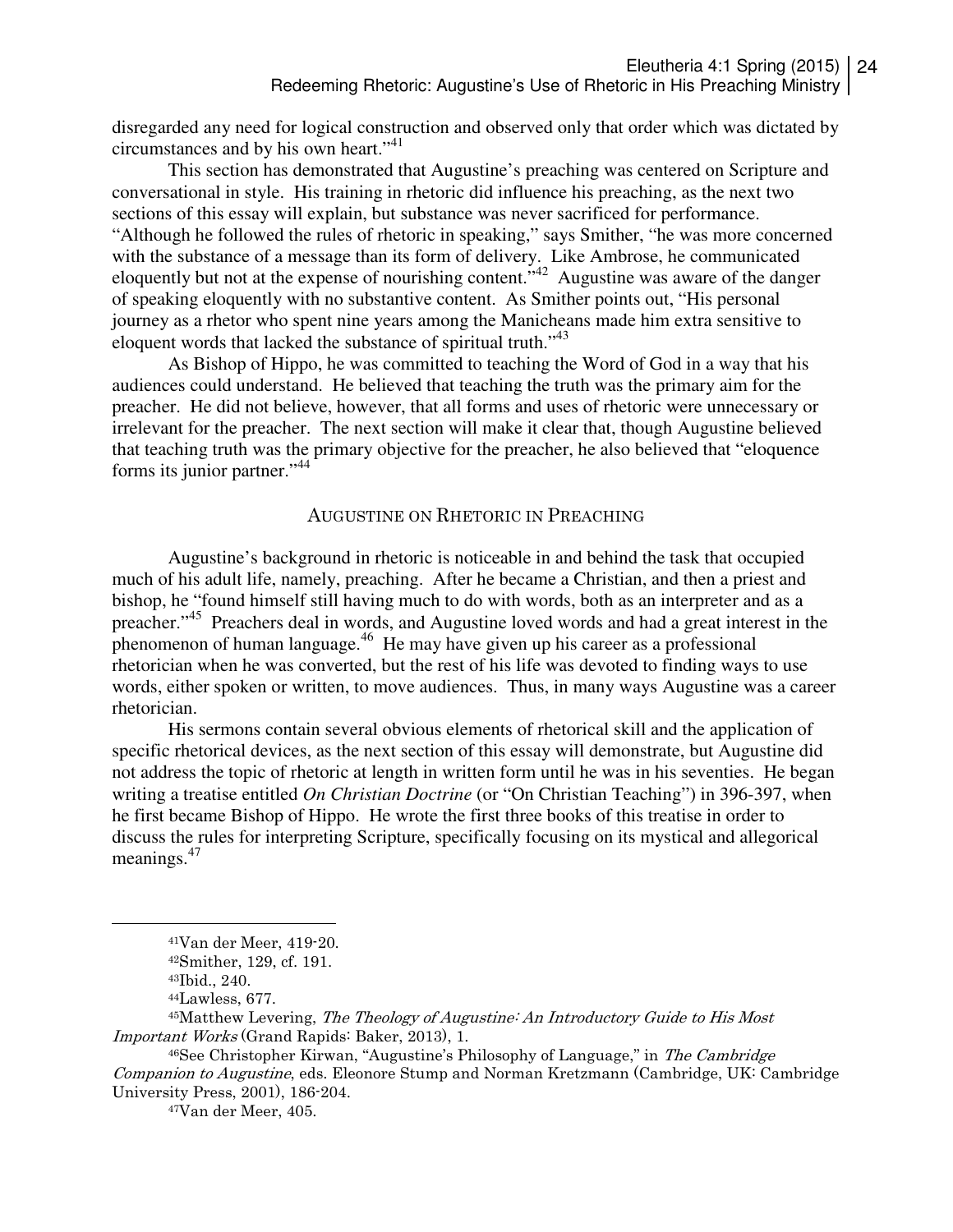disregarded any need for logical construction and observed only that order which was dictated by circumstances and by his own heart."[41]

This section has demonstrated that Augustine's preaching was centered on Scripture and conversational in style. His training in rhetoric did influence his preaching, as the next two sections of this essay will explain, but substance was never sacrificed for performance. "Although he followed the rules of rhetoric in speaking," says Smither, "he was more concerned with the substance of a message than its form of delivery. Like Ambrose, he communicated eloquently but not at the expense of nourishing content."[42] Augustine was aware of the danger of speaking eloquently with no substantive content. As Smither points out, "His personal journey as a rhetor who spent nine years among the Manicheans made him extra sensitive to eloquent words that lacked the substance of spiritual truth."[43]

As Bishop of Hippo, he was committed to teaching the Word of God in a way that his audiences could understand. He believed that teaching the truth was the primary aim for the preacher. He did not believe, however, that all forms and uses of rhetoric were unnecessary or irrelevant for the preacher. The next section will make it clear that, though Augustine believed that teaching truth was the primary objective for the preacher, he also believed that "eloquence forms its junior partner."[44]

## Augustine on Rhetoric in Preaching

Augustine's background in rhetoric is noticeable in and behind the task that occupied much of his adult life, namely, preaching. After he became a Christian, and then a priest and bishop, he "found himself still having much to do with words, both as an interpreter and as a preacher."[45] Preachers deal in words, and Augustine loved words and had a great interest in the phenomenon of human language.[46] He may have given up his career as a professional rhetorician when he was converted, but the rest of his life was devoted to finding ways to use words, either spoken or written, to move audiences. Thus, in many ways Augustine was a career rhetorician.

His sermons contain several obvious elements of rhetorical skill and the application of specific rhetorical devices, as the next section of this essay will demonstrate, but Augustine did not address the topic of rhetoric at length in written form until he was in his seventies. He began writing a treatise entitled *On Christian Doctrine* (or "On Christian Teaching") in 396-397, when he first became Bishop of Hippo. He wrote the first three books of this treatise in order to discuss the rules for interpreting Scripture, specifically focusing on its mystical and allegorical meanings.[47]

---

[41] Van der Meer, 419-20.

[42] Smither, 129, cf. 191.

[43] Ibid., 240.

[44] Lawless, 677.

[45] Matthew Levering, *The Theology of Augustine: An Introductory Guide to His Most Important Works* (Grand Rapids: Baker, 2013), 1.

[46] See Christopher Kirwan, "Augustine's Philosophy of Language," in *The Cambridge Companion to Augustine*, eds. Eleonore Stump and Norman Kretzmann (Cambridge, UK: Cambridge University Press, 2001), 186-204.

[47] Van der Meer, 405.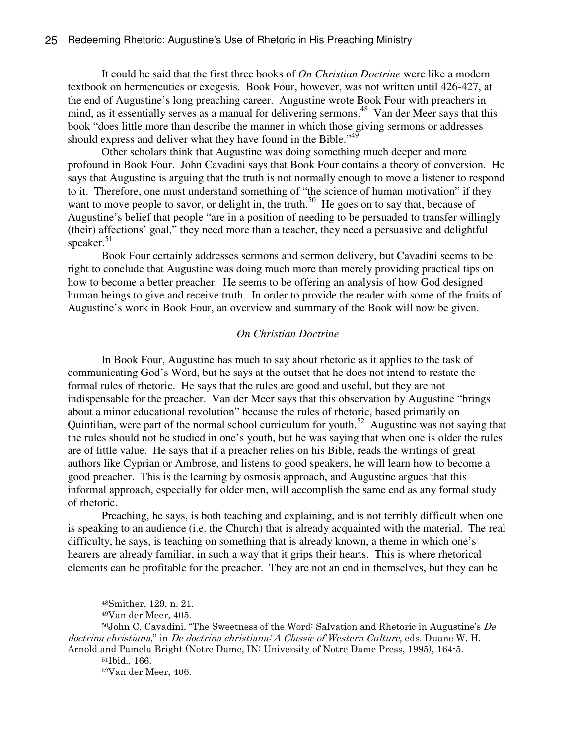It could be said that the first three books of *On Christian Doctrine* were like a modern textbook on hermeneutics or exegesis. Book Four, however, was not written until 426-427, at the end of Augustine's long preaching career. Augustine wrote Book Four with preachers in mind, as it essentially serves as a manual for delivering sermons.[48] Van der Meer says that this book "does little more than describe the manner in which those giving sermons or addresses should express and deliver what they have found in the Bible."[49]

Other scholars think that Augustine was doing something much deeper and more profound in Book Four. John Cavadini says that Book Four contains a theory of conversion. He says that Augustine is arguing that the truth is not normally enough to move a listener to respond to it. Therefore, one must understand something of "the science of human motivation" if they want to move people to savor, or delight in, the truth.[50] He goes on to say that, because of Augustine's belief that people "are in a position of needing to be persuaded to transfer willingly (their) affections' goal," they need more than a teacher, they need a persuasive and delightful speaker.[51]

Book Four certainly addresses sermons and sermon delivery, but Cavadini seems to be right to conclude that Augustine was doing much more than merely providing practical tips on how to become a better preacher. He seems to be offering an analysis of how God designed human beings to give and receive truth. In order to provide the reader with some of the fruits of Augustine's work in Book Four, an overview and summary of the Book will now be given.

### *On Christian Doctrine*

In Book Four, Augustine has much to say about rhetoric as it applies to the task of communicating God's Word, but he says at the outset that he does not intend to restate the formal rules of rhetoric. He says that the rules are good and useful, but they are not indispensable for the preacher. Van der Meer says that this observation by Augustine "brings about a minor educational revolution" because the rules of rhetoric, based primarily on Quintilian, were part of the normal school curriculum for youth.[52] Augustine was not saying that the rules should not be studied in one's youth, but he was saying that when one is older the rules are of little value. He says that if a preacher relies on his Bible, reads the writings of great authors like Cyprian or Ambrose, and listens to good speakers, he will learn how to become a good preacher. This is the learning by osmosis approach, and Augustine argues that this informal approach, especially for older men, will accomplish the same end as any formal study of rhetoric.

Preaching, he says, is both teaching and explaining, and is not terribly difficult when one is speaking to an audience (i.e. the Church) that is already acquainted with the material. The real difficulty, he says, is teaching on something that is already known, a theme in which one's hearers are already familiar, in such a way that it grips their hearts. This is where rhetorical elements can be profitable for the preacher. They are not an end in themselves, but they can be

---

[48]Smither, 129, n. 21.

[49]Van der Meer, 405.

[50]John C. Cavadini, "The Sweetness of the Word: Salvation and Rhetoric in Augustine's *De doctrina christiana*," in *De doctrina christiana: A Classic of Western Culture*, eds. Duane W. H. Arnold and Pamela Bright (Notre Dame, IN: University of Notre Dame Press, 1995), 164-5.

[51]Ibid., 166.

[52]Van der Meer, 406.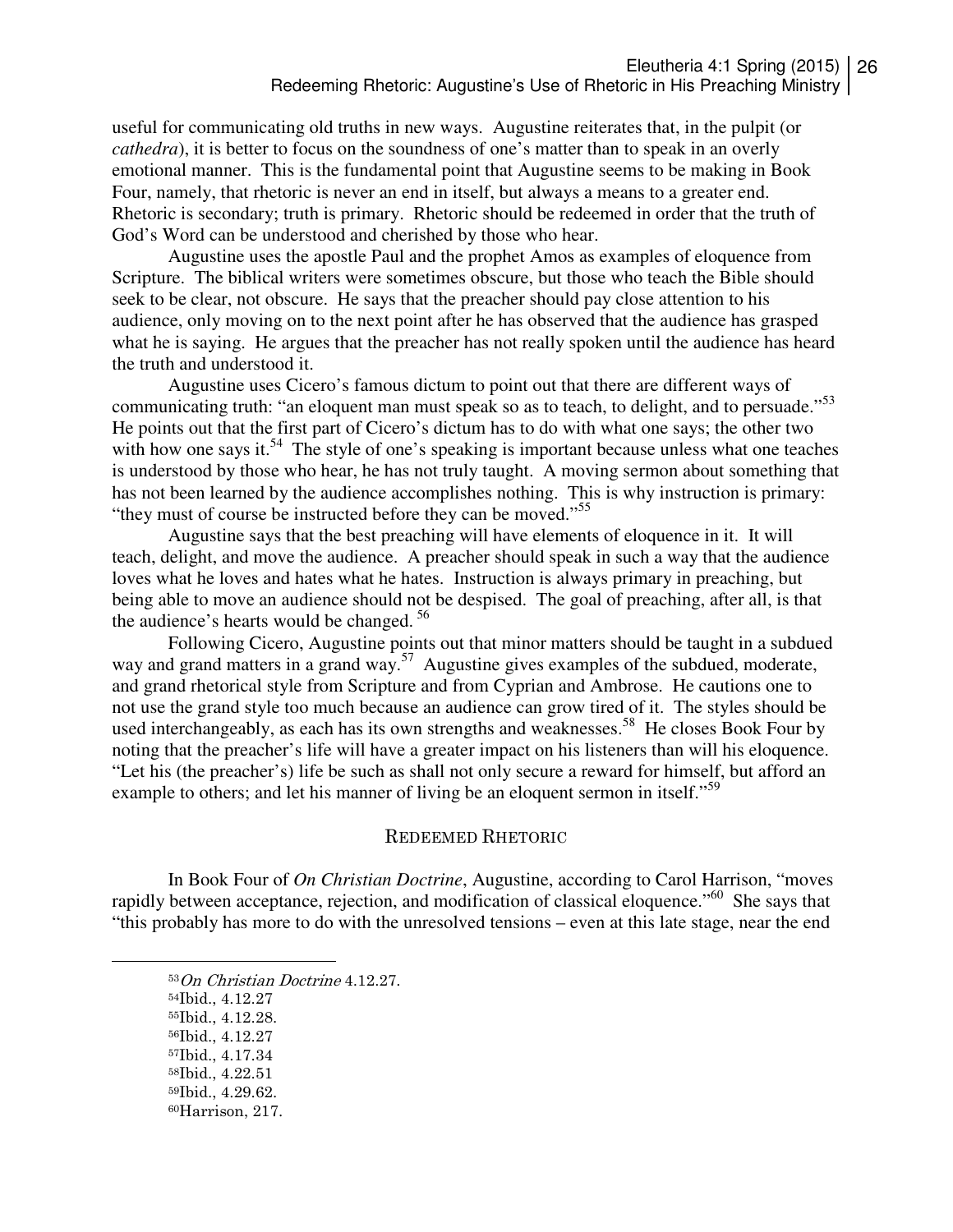useful for communicating old truths in new ways. Augustine reiterates that, in the pulpit (or *cathedra*), it is better to focus on the soundness of one's matter than to speak in an overly emotional manner. This is the fundamental point that Augustine seems to be making in Book Four, namely, that rhetoric is never an end in itself, but always a means to a greater end. Rhetoric is secondary; truth is primary. Rhetoric should be redeemed in order that the truth of God's Word can be understood and cherished by those who hear.

Augustine uses the apostle Paul and the prophet Amos as examples of eloquence from Scripture. The biblical writers were sometimes obscure, but those who teach the Bible should seek to be clear, not obscure. He says that the preacher should pay close attention to his audience, only moving on to the next point after he has observed that the audience has grasped what he is saying. He argues that the preacher has not really spoken until the audience has heard the truth and understood it.

Augustine uses Cicero's famous dictum to point out that there are different ways of communicating truth: "an eloquent man must speak so as to teach, to delight, and to persuade."[53] He points out that the first part of Cicero's dictum has to do with what one says; the other two with how one says it.[54] The style of one's speaking is important because unless what one teaches is understood by those who hear, he has not truly taught. A moving sermon about something that has not been learned by the audience accomplishes nothing. This is why instruction is primary: "they must of course be instructed before they can be moved."[55]

Augustine says that the best preaching will have elements of eloquence in it. It will teach, delight, and move the audience. A preacher should speak in such a way that the audience loves what he loves and hates what he hates. Instruction is always primary in preaching, but being able to move an audience should not be despised. The goal of preaching, after all, is that the audience's hearts would be changed.[56]

Following Cicero, Augustine points out that minor matters should be taught in a subdued way and grand matters in a grand way.[57] Augustine gives examples of the subdued, moderate, and grand rhetorical style from Scripture and from Cyprian and Ambrose. He cautions one to not use the grand style too much because an audience can grow tired of it. The styles should be used interchangeably, as each has its own strengths and weaknesses.[58] He closes Book Four by noting that the preacher's life will have a greater impact on his listeners than will his eloquence. "Let his (the preacher's) life be such as shall not only secure a reward for himself, but afford an example to others; and let his manner of living be an eloquent sermon in itself."[59]

## Redeemed Rhetoric

In Book Four of *On Christian Doctrine*, Augustine, according to Carol Harrison, "moves rapidly between acceptance, rejection, and modification of classical eloquence."[60] She says that "this probably has more to do with the unresolved tensions – even at this late stage, near the end

---

[53] *On Christian Doctrine* 4.12.27.

[54] Ibid., 4.12.27

[55] Ibid., 4.12.28.

[56] Ibid., 4.12.27

[57] Ibid., 4.17.34

[58] Ibid., 4.22.51

[59] Ibid., 4.29.62.

[60] Harrison, 217.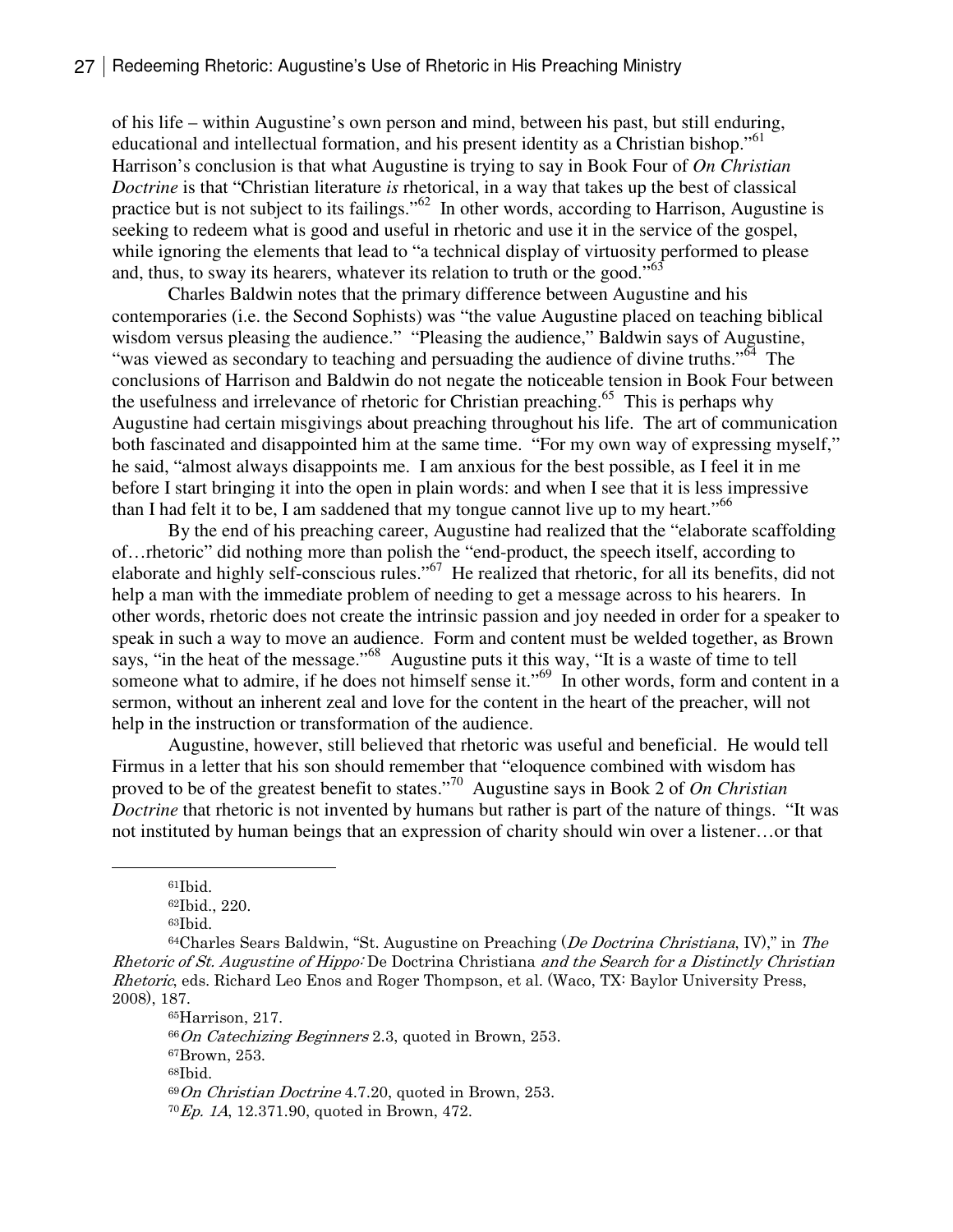of his life – within Augustine's own person and mind, between his past, but still enduring, educational and intellectual formation, and his present identity as a Christian bishop."[61] Harrison's conclusion is that what Augustine is trying to say in Book Four of *On Christian Doctrine* is that "Christian literature *is* rhetorical, in a way that takes up the best of classical practice but is not subject to its failings."[62] In other words, according to Harrison, Augustine is seeking to redeem what is good and useful in rhetoric and use it in the service of the gospel, while ignoring the elements that lead to "a technical display of virtuosity performed to please and, thus, to sway its hearers, whatever its relation to truth or the good."[63]

Charles Baldwin notes that the primary difference between Augustine and his contemporaries (i.e. the Second Sophists) was "the value Augustine placed on teaching biblical wisdom versus pleasing the audience." "Pleasing the audience," Baldwin says of Augustine, "was viewed as secondary to teaching and persuading the audience of divine truths."[64] The conclusions of Harrison and Baldwin do not negate the noticeable tension in Book Four between the usefulness and irrelevance of rhetoric for Christian preaching.[65] This is perhaps why Augustine had certain misgivings about preaching throughout his life. The art of communication both fascinated and disappointed him at the same time. "For my own way of expressing myself," he said, "almost always disappoints me. I am anxious for the best possible, as I feel it in me before I start bringing it into the open in plain words: and when I see that it is less impressive than I had felt it to be, I am saddened that my tongue cannot live up to my heart."[66]

By the end of his preaching career, Augustine had realized that the "elaborate scaffolding of…rhetoric" did nothing more than polish the "end-product, the speech itself, according to elaborate and highly self-conscious rules."[67] He realized that rhetoric, for all its benefits, did not help a man with the immediate problem of needing to get a message across to his hearers. In other words, rhetoric does not create the intrinsic passion and joy needed in order for a speaker to speak in such a way to move an audience. Form and content must be welded together, as Brown says, "in the heat of the message."[68] Augustine puts it this way, "It is a waste of time to tell someone what to admire, if he does not himself sense it."[69] In other words, form and content in a sermon, without an inherent zeal and love for the content in the heart of the preacher, will not help in the instruction or transformation of the audience.

Augustine, however, still believed that rhetoric was useful and beneficial. He would tell Firmus in a letter that his son should remember that "eloquence combined with wisdom has proved to be of the greatest benefit to states."[70] Augustine says in Book 2 of *On Christian Doctrine* that rhetoric is not invented by humans but rather is part of the nature of things. "It was not instituted by human beings that an expression of charity should win over a listener…or that

---

[61]Ibid.

[62]Ibid., 220.

[63]Ibid.

[64]Charles Sears Baldwin, "St. Augustine on Preaching (*De Doctrina Christiana*, IV)," in *The Rhetoric of St. Augustine of Hippo:* De Doctrina Christiana *and the Search for a Distinctly Christian Rhetoric*, eds. Richard Leo Enos and Roger Thompson, et al. (Waco, TX: Baylor University Press, 2008), 187.

[65]Harrison, 217.

[66]*On Catechizing Beginners* 2.3, quoted in Brown, 253.

[67]Brown, 253.

[68]Ibid.

[69]*On Christian Doctrine* 4.7.20, quoted in Brown, 253.

[70]*Ep. 1A*, 12.371.90, quoted in Brown, 472.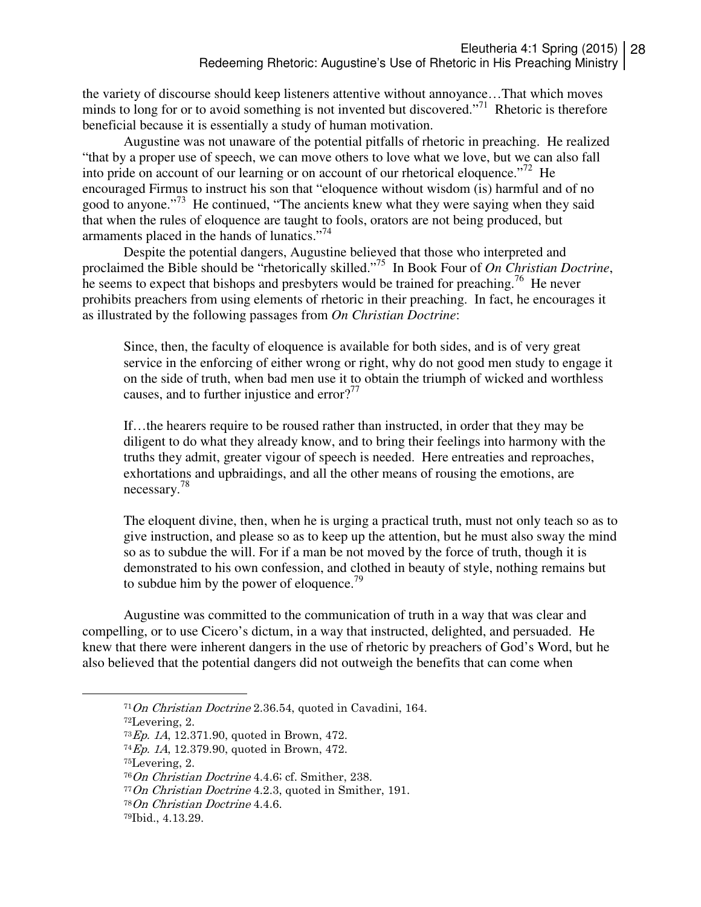the variety of discourse should keep listeners attentive without annoyance…That which moves minds to long for or to avoid something is not invented but discovered."[71] Rhetoric is therefore beneficial because it is essentially a study of human motivation.

Augustine was not unaware of the potential pitfalls of rhetoric in preaching. He realized "that by a proper use of speech, we can move others to love what we love, but we can also fall into pride on account of our learning or on account of our rhetorical eloquence."[72] He encouraged Firmus to instruct his son that "eloquence without wisdom (is) harmful and of no good to anyone."[73] He continued, "The ancients knew what they were saying when they said that when the rules of eloquence are taught to fools, orators are not being produced, but armaments placed in the hands of lunatics."[74]

Despite the potential dangers, Augustine believed that those who interpreted and proclaimed the Bible should be "rhetorically skilled."[75] In Book Four of *On Christian Doctrine*, he seems to expect that bishops and presbyters would be trained for preaching.[76] He never prohibits preachers from using elements of rhetoric in their preaching. In fact, he encourages it as illustrated by the following passages from *On Christian Doctrine*:

> Since, then, the faculty of eloquence is available for both sides, and is of very great service in the enforcing of either wrong or right, why do not good men study to engage it on the side of truth, when bad men use it to obtain the triumph of wicked and worthless causes, and to further injustice and error?[77]
>
> If…the hearers require to be roused rather than instructed, in order that they may be diligent to do what they already know, and to bring their feelings into harmony with the truths they admit, greater vigour of speech is needed. Here entreaties and reproaches, exhortations and upbraidings, and all the other means of rousing the emotions, are necessary.[78]
>
> The eloquent divine, then, when he is urging a practical truth, must not only teach so as to give instruction, and please so as to keep up the attention, but he must also sway the mind so as to subdue the will. For if a man be not moved by the force of truth, though it is demonstrated to his own confession, and clothed in beauty of style, nothing remains but to subdue him by the power of eloquence.[79]

Augustine was committed to the communication of truth in a way that was clear and compelling, or to use Cicero's dictum, in a way that instructed, delighted, and persuaded. He knew that there were inherent dangers in the use of rhetoric by preachers of God's Word, but he also believed that the potential dangers did not outweigh the benefits that can come when

---

[71] *On Christian Doctrine* 2.36.54, quoted in Cavadini, 164.

[72] Levering, 2.

[73] *Ep. 1A*, 12.371.90, quoted in Brown, 472.

[74] *Ep. 1A*, 12.379.90, quoted in Brown, 472.

[75] Levering, 2.

[76] *On Christian Doctrine* 4.4.6; cf. Smither, 238.

[77] *On Christian Doctrine* 4.2.3, quoted in Smither, 191.

[78] *On Christian Doctrine* 4.4.6.

[79] Ibid., 4.13.29.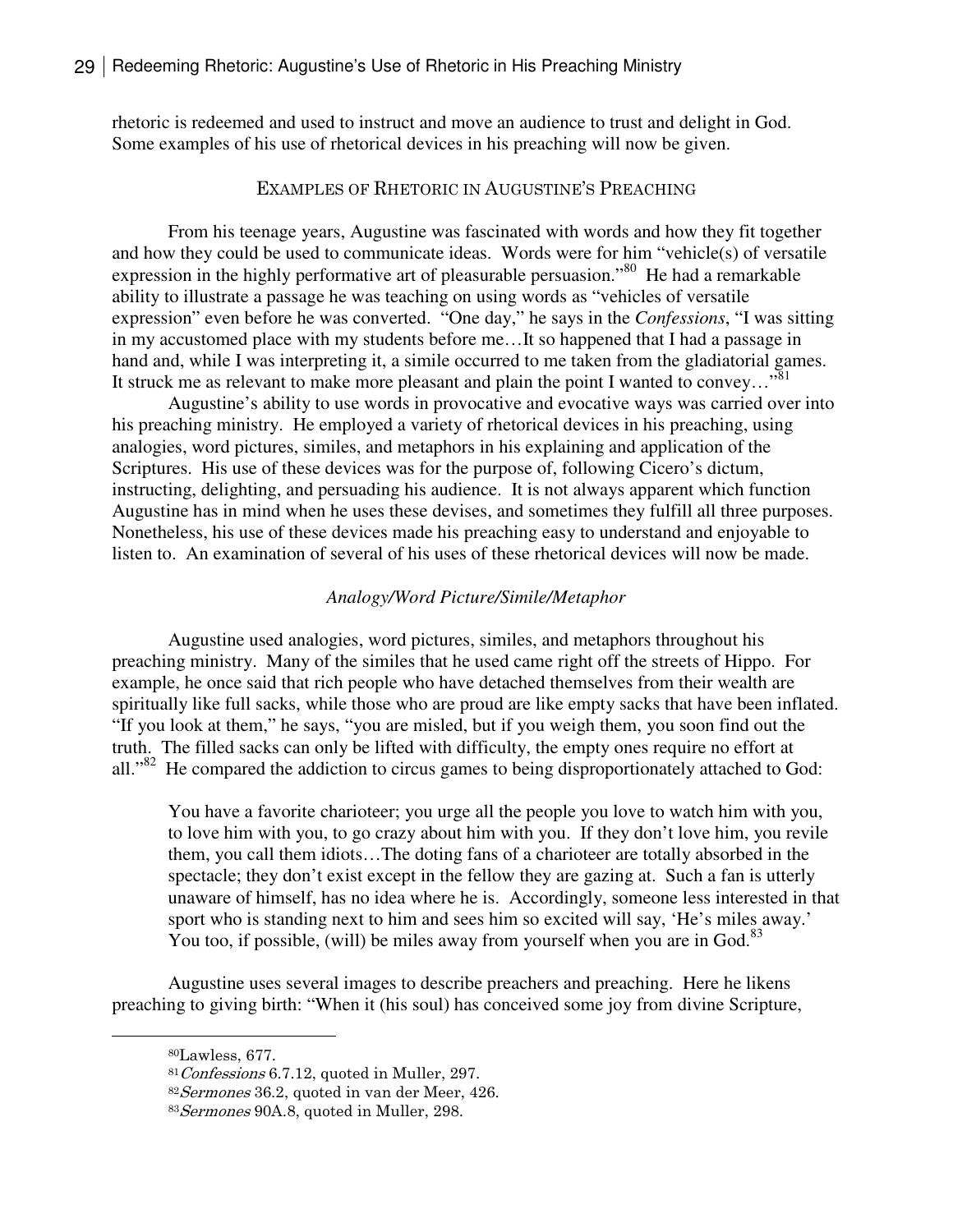rhetoric is redeemed and used to instruct and move an audience to trust and delight in God. Some examples of his use of rhetorical devices in his preaching will now be given.

## Examples of Rhetoric in Augustine's Preaching

From his teenage years, Augustine was fascinated with words and how they fit together and how they could be used to communicate ideas. Words were for him "vehicle(s) of versatile expression in the highly performative art of pleasurable persuasion."[80] He had a remarkable ability to illustrate a passage he was teaching on using words as "vehicles of versatile expression" even before he was converted. "One day," he says in the *Confessions*, "I was sitting in my accustomed place with my students before me…It so happened that I had a passage in hand and, while I was interpreting it, a simile occurred to me taken from the gladiatorial games. It struck me as relevant to make more pleasant and plain the point I wanted to convey…"[81]

Augustine's ability to use words in provocative and evocative ways was carried over into his preaching ministry. He employed a variety of rhetorical devices in his preaching, using analogies, word pictures, similes, and metaphors in his explaining and application of the Scriptures. His use of these devices was for the purpose of, following Cicero's dictum, instructing, delighting, and persuading his audience. It is not always apparent which function Augustine has in mind when he uses these devises, and sometimes they fulfill all three purposes. Nonetheless, his use of these devices made his preaching easy to understand and enjoyable to listen to. An examination of several of his uses of these rhetorical devices will now be made.

### *Analogy/Word Picture/Simile/Metaphor*

Augustine used analogies, word pictures, similes, and metaphors throughout his preaching ministry. Many of the similes that he used came right off the streets of Hippo. For example, he once said that rich people who have detached themselves from their wealth are spiritually like full sacks, while those who are proud are like empty sacks that have been inflated. "If you look at them," he says, "you are misled, but if you weigh them, you soon find out the truth. The filled sacks can only be lifted with difficulty, the empty ones require no effort at all."[82] He compared the addiction to circus games to being disproportionately attached to God:

> You have a favorite charioteer; you urge all the people you love to watch him with you, to love him with you, to go crazy about him with you. If they don't love him, you revile them, you call them idiots…The doting fans of a charioteer are totally absorbed in the spectacle; they don't exist except in the fellow they are gazing at. Such a fan is utterly unaware of himself, has no idea where he is. Accordingly, someone less interested in that sport who is standing next to him and sees him so excited will say, 'He's miles away.' You too, if possible, (will) be miles away from yourself when you are in God.[83]

Augustine uses several images to describe preachers and preaching. Here he likens preaching to giving birth: "When it (his soul) has conceived some joy from divine Scripture,

---

[80] Lawless, 677.

[81] *Confessions* 6.7.12, quoted in Muller, 297.

[82] *Sermones* 36.2, quoted in van der Meer, 426.

[83] *Sermones* 90A.8, quoted in Muller, 298.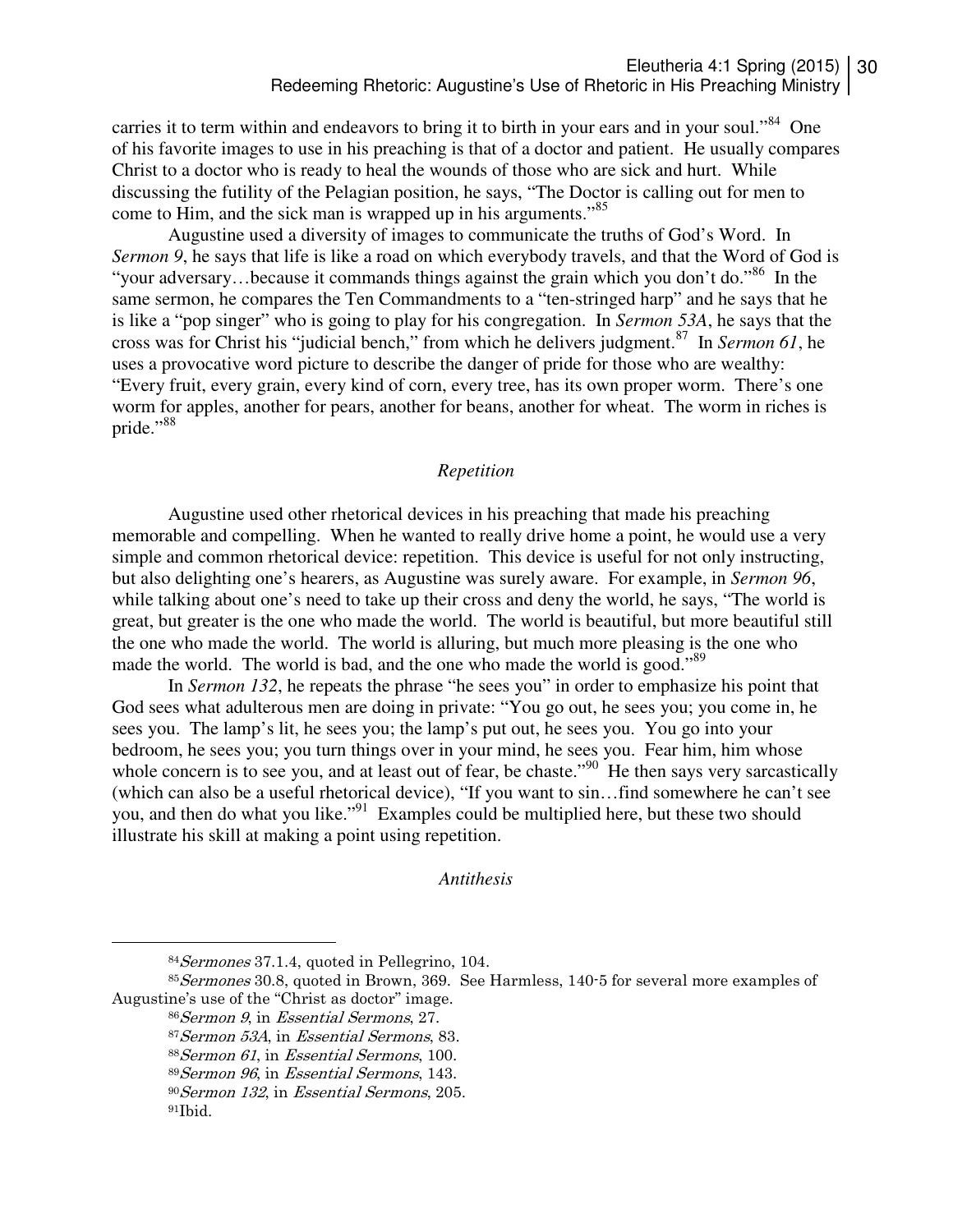carries it to term within and endeavors to bring it to birth in your ears and in your soul."[84] One of his favorite images to use in his preaching is that of a doctor and patient. He usually compares Christ to a doctor who is ready to heal the wounds of those who are sick and hurt. While discussing the futility of the Pelagian position, he says, "The Doctor is calling out for men to come to Him, and the sick man is wrapped up in his arguments."[85]

Augustine used a diversity of images to communicate the truths of God's Word. In *Sermon 9*, he says that life is like a road on which everybody travels, and that the Word of God is "your adversary…because it commands things against the grain which you don't do."[86] In the same sermon, he compares the Ten Commandments to a "ten-stringed harp" and he says that he is like a "pop singer" who is going to play for his congregation. In *Sermon 53A*, he says that the cross was for Christ his "judicial bench," from which he delivers judgment.[87] In *Sermon 61*, he uses a provocative word picture to describe the danger of pride for those who are wealthy: "Every fruit, every grain, every kind of corn, every tree, has its own proper worm. There's one worm for apples, another for pears, another for beans, another for wheat. The worm in riches is pride."[88]

### *Repetition*

Augustine used other rhetorical devices in his preaching that made his preaching memorable and compelling. When he wanted to really drive home a point, he would use a very simple and common rhetorical device: repetition. This device is useful for not only instructing, but also delighting one's hearers, as Augustine was surely aware. For example, in *Sermon 96*, while talking about one's need to take up their cross and deny the world, he says, "The world is great, but greater is the one who made the world. The world is beautiful, but more beautiful still the one who made the world. The world is alluring, but much more pleasing is the one who made the world. The world is bad, and the one who made the world is good."[89]

In *Sermon 132*, he repeats the phrase "he sees you" in order to emphasize his point that God sees what adulterous men are doing in private: "You go out, he sees you; you come in, he sees you. The lamp's lit, he sees you; the lamp's put out, he sees you. You go into your bedroom, he sees you; you turn things over in your mind, he sees you. Fear him, him whose whole concern is to see you, and at least out of fear, be chaste."[90] He then says very sarcastically (which can also be a useful rhetorical device), "If you want to sin…find somewhere he can't see you, and then do what you like."[91] Examples could be multiplied here, but these two should illustrate his skill at making a point using repetition.

### *Antithesis*

---

[84] *Sermones* 37.1.4, quoted in Pellegrino, 104.

[85] *Sermones* 30.8, quoted in Brown, 369. See Harmless, 140-5 for several more examples of Augustine's use of the "Christ as doctor" image.

[86] *Sermon 9*, in *Essential Sermons*, 27.

[87] *Sermon 53A*, in *Essential Sermons*, 83.

[88] *Sermon 61*, in *Essential Sermons*, 100.

[89] *Sermon 96*, in *Essential Sermons*, 143.

[90] *Sermon 132*, in *Essential Sermons*, 205.

[91] Ibid.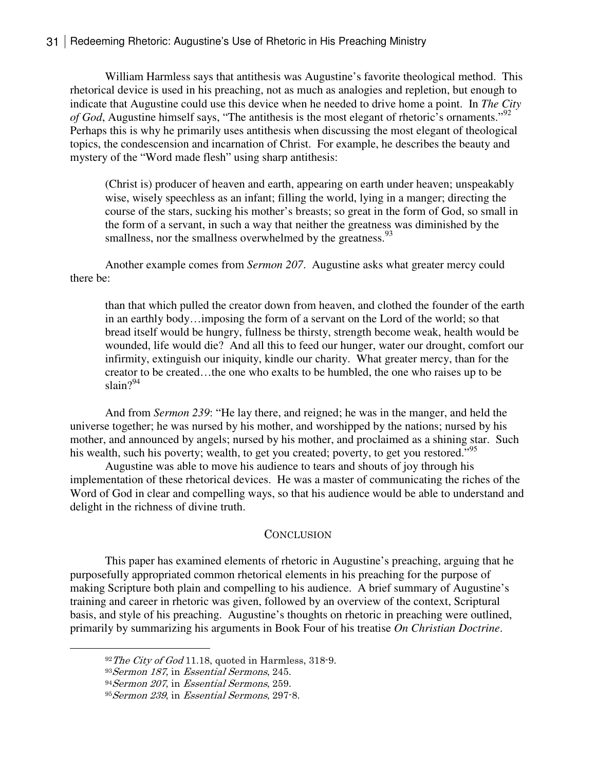William Harmless says that antithesis was Augustine's favorite theological method. This rhetorical device is used in his preaching, not as much as analogies and repletion, but enough to indicate that Augustine could use this device when he needed to drive home a point. In *The City of God*, Augustine himself says, "The antithesis is the most elegant of rhetoric's ornaments."[92] Perhaps this is why he primarily uses antithesis when discussing the most elegant of theological topics, the condescension and incarnation of Christ. For example, he describes the beauty and mystery of the "Word made flesh" using sharp antithesis:

> (Christ is) producer of heaven and earth, appearing on earth under heaven; unspeakably wise, wisely speechless as an infant; filling the world, lying in a manger; directing the course of the stars, sucking his mother's breasts; so great in the form of God, so small in the form of a servant, in such a way that neither the greatness was diminished by the smallness, nor the smallness overwhelmed by the greatness.[93]

Another example comes from *Sermon 207*. Augustine asks what greater mercy could there be:

> than that which pulled the creator down from heaven, and clothed the founder of the earth in an earthly body…imposing the form of a servant on the Lord of the world; so that bread itself would be hungry, fullness be thirsty, strength become weak, health would be wounded, life would die? And all this to feed our hunger, water our drought, comfort our infirmity, extinguish our iniquity, kindle our charity. What greater mercy, than for the creator to be created…the one who exalts to be humbled, the one who raises up to be slain?[94]

And from *Sermon 239*: "He lay there, and reigned; he was in the manger, and held the universe together; he was nursed by his mother, and worshipped by the nations; nursed by his mother, and announced by angels; nursed by his mother, and proclaimed as a shining star. Such his wealth, such his poverty; wealth, to get you created; poverty, to get you restored."[95]

Augustine was able to move his audience to tears and shouts of joy through his implementation of these rhetorical devices. He was a master of communicating the riches of the Word of God in clear and compelling ways, so that his audience would be able to understand and delight in the richness of divine truth.

## Conclusion

This paper has examined elements of rhetoric in Augustine's preaching, arguing that he purposefully appropriated common rhetorical elements in his preaching for the purpose of making Scripture both plain and compelling to his audience. A brief summary of Augustine's training and career in rhetoric was given, followed by an overview of the context, Scriptural basis, and style of his preaching. Augustine's thoughts on rhetoric in preaching were outlined, primarily by summarizing his arguments in Book Four of his treatise *On Christian Doctrine*.

---

[92] *The City of God* 11.18, quoted in Harmless, 318-9.

[93] *Sermon 187*, in *Essential Sermons*, 245.

[94] *Sermon 207*, in *Essential Sermons*, 259.

[95] *Sermon 239*, in *Essential Sermons*, 297-8.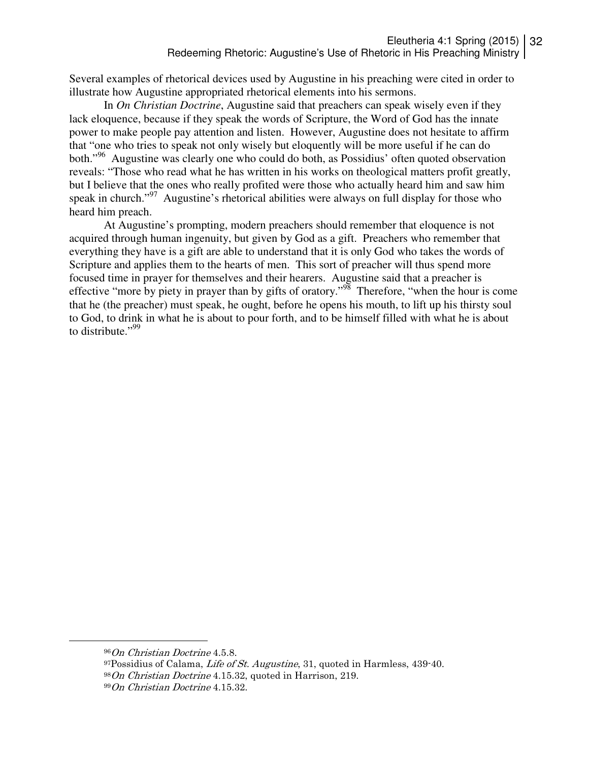Several examples of rhetorical devices used by Augustine in his preaching were cited in order to illustrate how Augustine appropriated rhetorical elements into his sermons.

In *On Christian Doctrine*, Augustine said that preachers can speak wisely even if they lack eloquence, because if they speak the words of Scripture, the Word of God has the innate power to make people pay attention and listen. However, Augustine does not hesitate to affirm that "one who tries to speak not only wisely but eloquently will be more useful if he can do both."[96] Augustine was clearly one who could do both, as Possidius' often quoted observation reveals: "Those who read what he has written in his works on theological matters profit greatly, but I believe that the ones who really profited were those who actually heard him and saw him speak in church."[97] Augustine's rhetorical abilities were always on full display for those who heard him preach.

At Augustine's prompting, modern preachers should remember that eloquence is not acquired through human ingenuity, but given by God as a gift. Preachers who remember that everything they have is a gift are able to understand that it is only God who takes the words of Scripture and applies them to the hearts of men. This sort of preacher will thus spend more focused time in prayer for themselves and their hearers. Augustine said that a preacher is effective "more by piety in prayer than by gifts of oratory."[98] Therefore, "when the hour is come that he (the preacher) must speak, he ought, before he opens his mouth, to lift up his thirsty soul to God, to drink in what he is about to pour forth, and to be himself filled with what he is about to distribute."[99]

---

[96] *On Christian Doctrine* 4.5.8.

[97] Possidius of Calama, *Life of St. Augustine*, 31, quoted in Harmless, 439-40.

[98] *On Christian Doctrine* 4.15.32, quoted in Harrison, 219.

[99] *On Christian Doctrine* 4.15.32.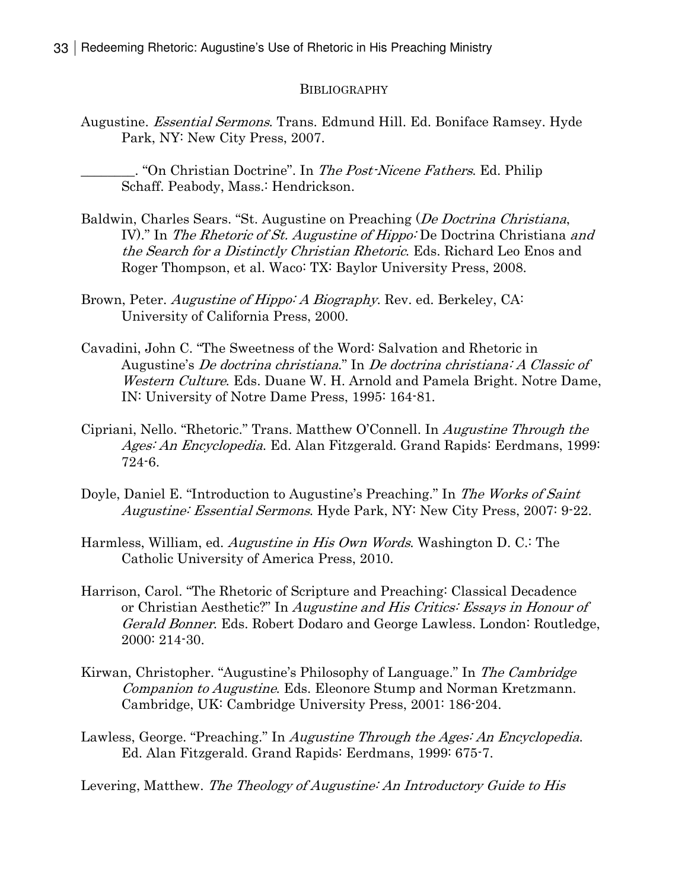## Bibliography

Augustine. *Essential Sermons*. Trans. Edmund Hill. Ed. Boniface Ramsey. Hyde Park, NY: New City Press, 2007.

________. "On Christian Doctrine". In *The Post-Nicene Fathers*. Ed. Philip Schaff. Peabody, Mass.: Hendrickson.

Baldwin, Charles Sears. "St. Augustine on Preaching (*De Doctrina Christiana*, IV)." In *The Rhetoric of St. Augustine of Hippo:* De Doctrina Christiana *and the Search for a Distinctly Christian Rhetoric*. Eds. Richard Leo Enos and Roger Thompson, et al. Waco: TX: Baylor University Press, 2008.

Brown, Peter. *Augustine of Hippo: A Biography*. Rev. ed. Berkeley, CA: University of California Press, 2000.

Cavadini, John C. "The Sweetness of the Word: Salvation and Rhetoric in Augustine's *De doctrina christiana*." In *De doctrina christiana: A Classic of Western Culture*. Eds. Duane W. H. Arnold and Pamela Bright. Notre Dame, IN: University of Notre Dame Press, 1995: 164-81.

Cipriani, Nello. "Rhetoric." Trans. Matthew O'Connell. In *Augustine Through the Ages: An Encyclopedia*. Ed. Alan Fitzgerald. Grand Rapids: Eerdmans, 1999: 724-6.

Doyle, Daniel E. "Introduction to Augustine's Preaching." In *The Works of Saint Augustine: Essential Sermons*. Hyde Park, NY: New City Press, 2007: 9-22.

Harmless, William, ed. *Augustine in His Own Words*. Washington D. C.: The Catholic University of America Press, 2010.

Harrison, Carol. "The Rhetoric of Scripture and Preaching: Classical Decadence or Christian Aesthetic?" In *Augustine and His Critics: Essays in Honour of Gerald Bonner*. Eds. Robert Dodaro and George Lawless. London: Routledge, 2000: 214-30.

Kirwan, Christopher. "Augustine's Philosophy of Language." In *The Cambridge Companion to Augustine*. Eds. Eleonore Stump and Norman Kretzmann. Cambridge, UK: Cambridge University Press, 2001: 186-204.

Lawless, George. "Preaching." In *Augustine Through the Ages: An Encyclopedia*. Ed. Alan Fitzgerald. Grand Rapids: Eerdmans, 1999: 675-7.

Levering, Matthew. *The Theology of Augustine: An Introductory Guide to His*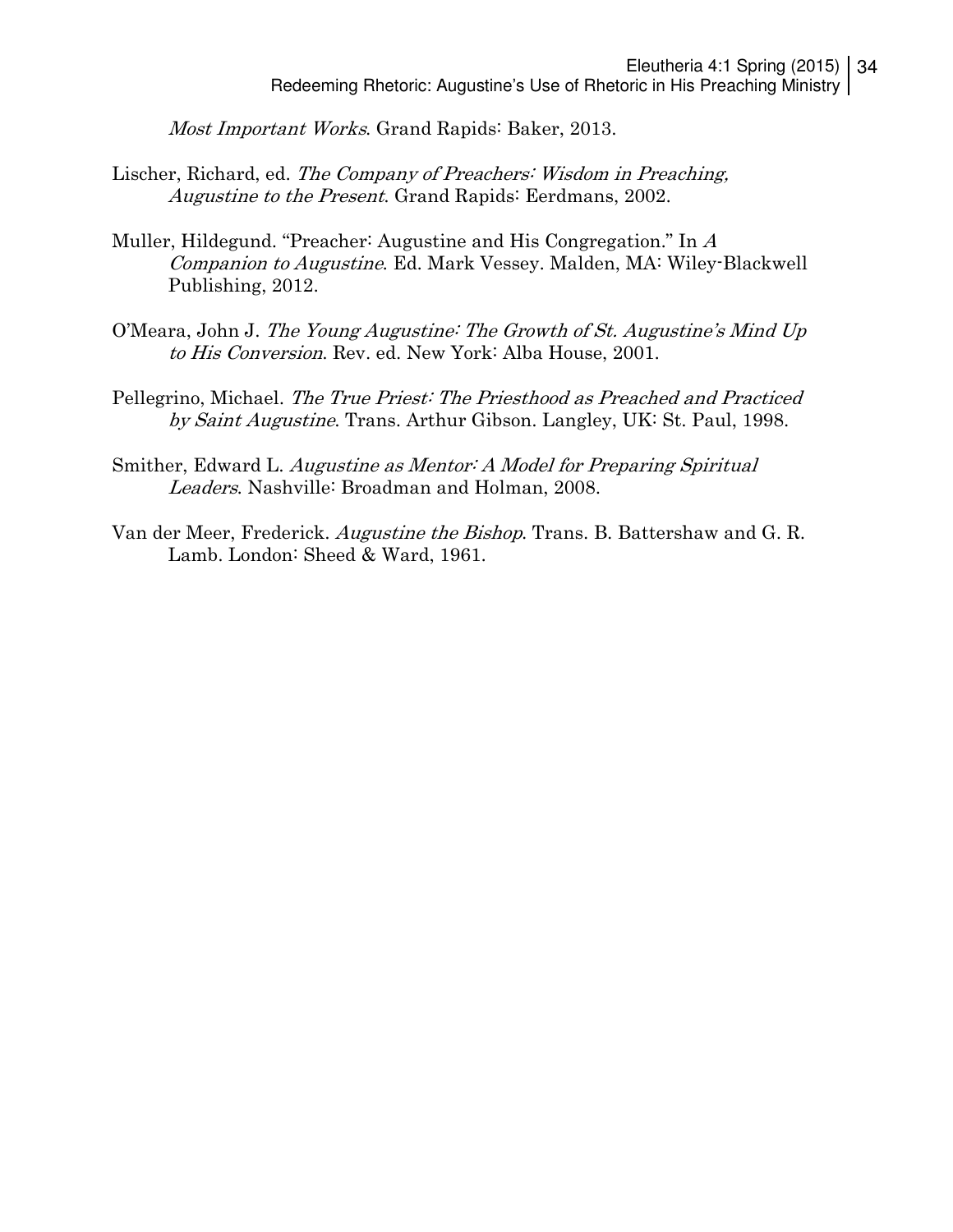*Most Important Works*. Grand Rapids: Baker, 2013.

Lischer, Richard, ed. *The Company of Preachers: Wisdom in Preaching, Augustine to the Present*. Grand Rapids: Eerdmans, 2002.

Muller, Hildegund. "Preacher: Augustine and His Congregation." In *A Companion to Augustine*. Ed. Mark Vessey. Malden, MA: Wiley-Blackwell Publishing, 2012.

O'Meara, John J. *The Young Augustine: The Growth of St. Augustine's Mind Up to His Conversion*. Rev. ed. New York: Alba House, 2001.

Pellegrino, Michael. *The True Priest: The Priesthood as Preached and Practiced by Saint Augustine*. Trans. Arthur Gibson. Langley, UK: St. Paul, 1998.

Smither, Edward L. *Augustine as Mentor: A Model for Preparing Spiritual Leaders*. Nashville: Broadman and Holman, 2008.

Van der Meer, Frederick. *Augustine the Bishop*. Trans. B. Battershaw and G. R. Lamb. London: Sheed & Ward, 1961.